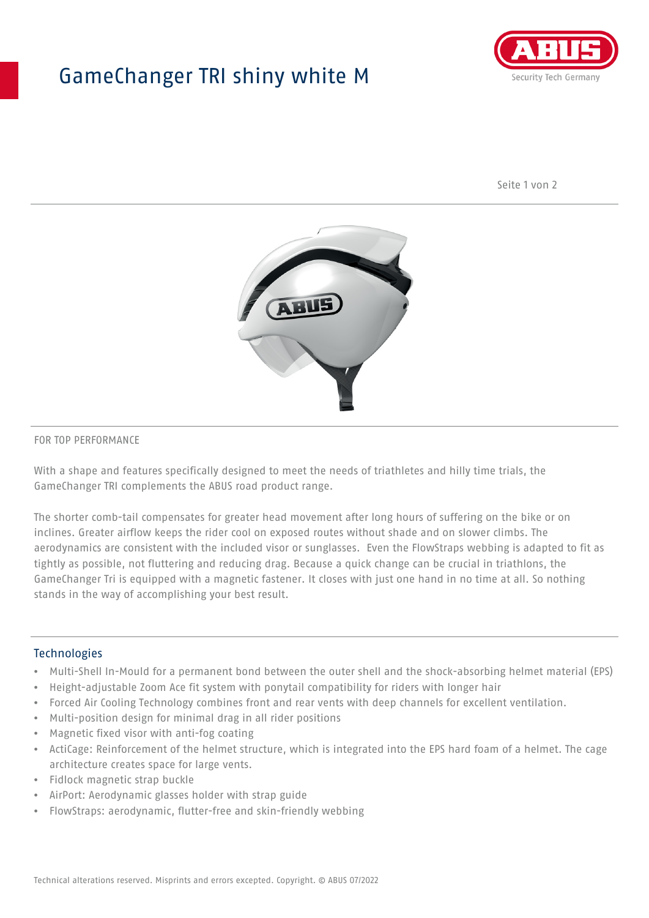# GameChanger TRI shiny white M

FOR TOP PERFORMANCE

With a shape and features specifically designed to meet the needs of triathletes and hilly time trials, the GameChanger TRI complements the ABUS road product range.

The shorter comb-tail compensates for greater head movement after long hours of suffering on the bike or on inclines. Greater airflow keeps the rider cool on exposed routes without shade and on slower climbs. The aerodynamics are consistent with the included visor or sunglasses. Even the FlowStraps webbing is adapted to fit as tightly as possible, not fluttering and reducing drag. Because a quick change can be crucial in triathlons, the GameChanger Tri is equipped with a magnetic fastener. It closes with just one hand in no time at all. So nothing stands in the way of accomplishing your best result.

## Technologies

- Multi-Shell In-Mould for a permanent bond between the outer shell and the shock-absorbing helmet material (EPS)
- Height-adjustable Zoom Ace fit system with ponytail compatibility for riders with longer hair
- Forced Air Cooling Technology combines front and rear vents with deep channels for excellent ventilation.
- Multi-position design for minimal drag in all rider positions
- Magnetic fixed visor with anti-fog coating
- ActiCage: Reinforcement of the helmet structure, which is integrated into the EPS hard foam of a helmet. The cage architecture creates space for large vents.
- Fidlock magnetic strap buckle
- AirPort: Aerodynamic glasses holder with strap guide
- FlowStraps: aerodynamic, flutter-free and skin-friendly webbing

Technical alterations reserved. Misprints and errors excepted. Copyright. © ABUS 07/2022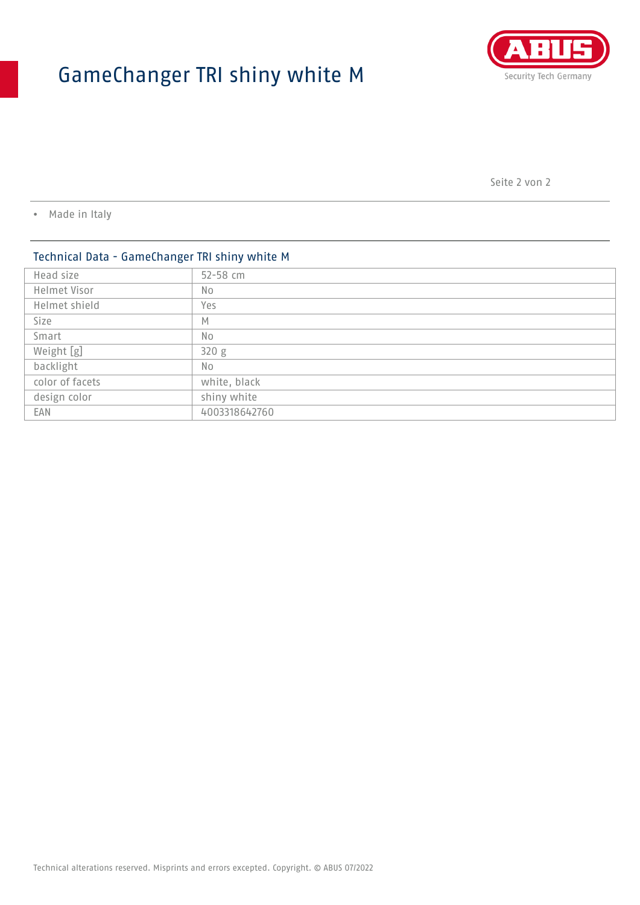- Made in Italy

## Technical Data - GameChanger TRI shiny white M

| | |
|---|---|
| Head size | 52-58 cm |
| Helmet Visor | No |
| Helmet shield | Yes |
| Size | M |
| Smart | No |
| Weight [g] | 320 g |
| backlight | No |
| color of facets | white, black |
| design color | shiny white |
| EAN | 4003318642760 |

Technical alterations reserved. Misprints and errors excepted. Copyright. © ABUS 07/2022